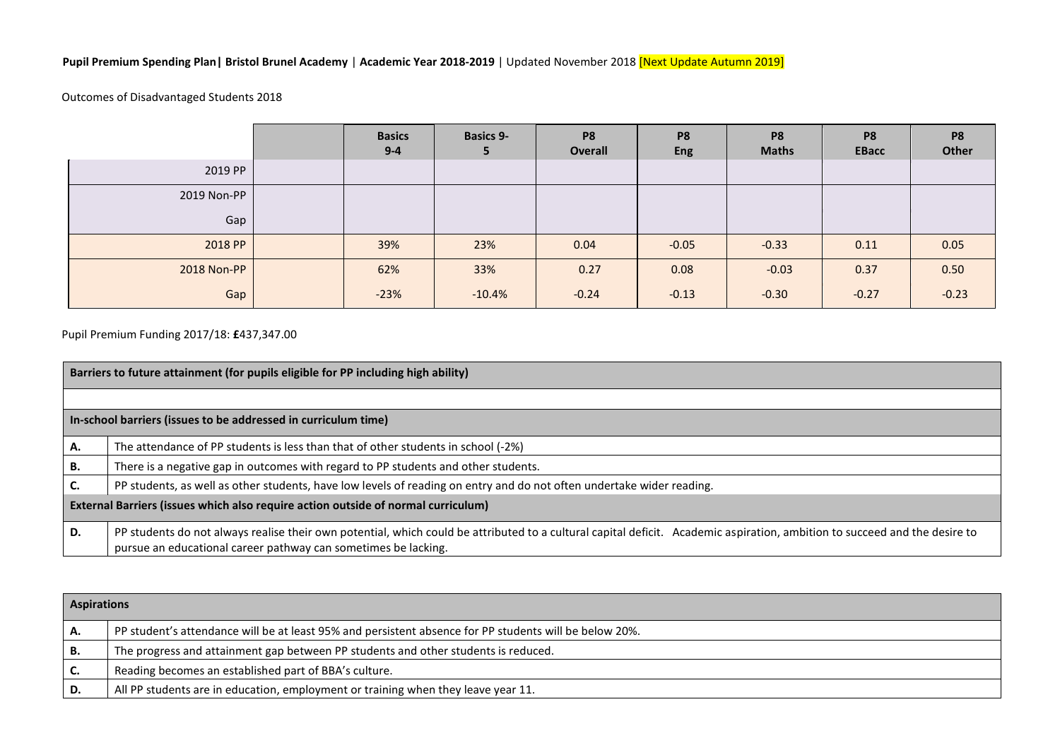**Pupil Premium Spending Plan| Bristol Brunel Academy** | **Academic Year 2018-2019** | Updated November 2018 [Next Update Autumn 2019]

Outcomes of Disadvantaged Students 2018

| | | Basics 9-4 | Basics 9-5 | P8 Overall | P8 Eng | P8 Maths | P8 EBacc | P8 Other |
|---|---|---|---|---|---|---|---|---|
| 2019 PP | | | | | | | | |
| 2019 Non-PP | | | | | | | | |
| Gap | | | | | | | | |
| 2018 PP | | 39% | 23% | 0.04 | -0.05 | -0.33 | 0.11 | 0.05 |
| 2018 Non-PP | | 62% | 33% | 0.27 | 0.08 | -0.03 | 0.37 | 0.50 |
| Gap | | -23% | -10.4% | -0.24 | -0.13 | -0.30 | -0.27 | -0.23 |

Pupil Premium Funding 2017/18: **£**437,347.00

| **Barriers to future attainment (for pupils eligible for PP including high ability)** | |
|---|---|
| | |
| **In-school barriers (issues to be addressed in curriculum time)** | |
| **A.** | The attendance of PP students is less than that of other students in school (-2%) |
| **B.** | There is a negative gap in outcomes with regard to PP students and other students. |
| **C.** | PP students, as well as other students, have low levels of reading on entry and do not often undertake wider reading. |
| **External Barriers (issues which also require action outside of normal curriculum)** | |
| **D.** | PP students do not always realise their own potential, which could be attributed to a cultural capital deficit. Academic aspiration, ambition to succeed and the desire to pursue an educational career pathway can sometimes be lacking. |

| **Aspirations** | |
|---|---|
| **A.** | PP student's attendance will be at least 95% and persistent absence for PP students will be below 20%. |
| **B.** | The progress and attainment gap between PP students and other students is reduced. |
| **C.** | Reading becomes an established part of BBA's culture. |
| **D.** | All PP students are in education, employment or training when they leave year 11. |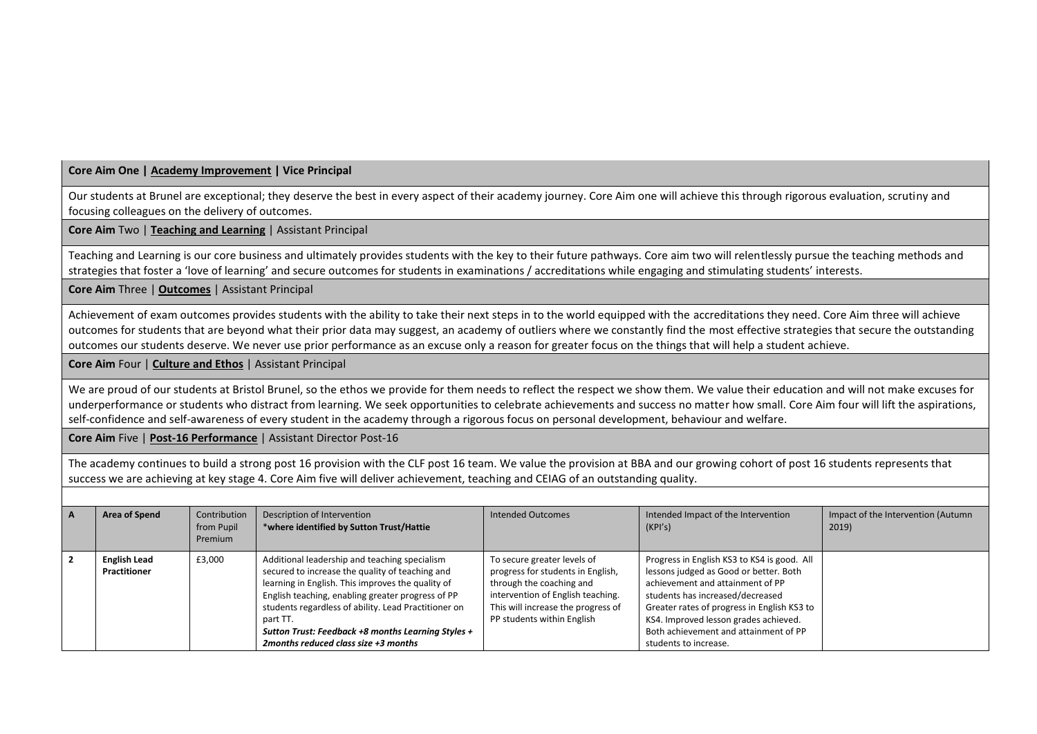**Core Aim One | Academy Improvement | Vice Principal**

Our students at Brunel are exceptional; they deserve the best in every aspect of their academy journey. Core Aim one will achieve this through rigorous evaluation, scrutiny and focusing colleagues on the delivery of outcomes.

**Core Aim** Two | **Teaching and Learning** | Assistant Principal

Teaching and Learning is our core business and ultimately provides students with the key to their future pathways. Core aim two will relentlessly pursue the teaching methods and strategies that foster a 'love of learning' and secure outcomes for students in examinations / accreditations while engaging and stimulating students' interests.

**Core Aim** Three | **Outcomes** | Assistant Principal

Achievement of exam outcomes provides students with the ability to take their next steps in to the world equipped with the accreditations they need. Core Aim three will achieve outcomes for students that are beyond what their prior data may suggest, an academy of outliers where we constantly find the most effective strategies that secure the outstanding outcomes our students deserve. We never use prior performance as an excuse only a reason for greater focus on the things that will help a student achieve.

**Core Aim** Four | **Culture and Ethos** | Assistant Principal

We are proud of our students at Bristol Brunel, so the ethos we provide for them needs to reflect the respect we show them. We value their education and will not make excuses for underperformance or students who distract from learning. We seek opportunities to celebrate achievements and success no matter how small. Core Aim four will lift the aspirations, self-confidence and self-awareness of every student in the academy through a rigorous focus on personal development, behaviour and welfare.

**Core Aim** Five | **Post-16 Performance** | Assistant Director Post-16

The academy continues to build a strong post 16 provision with the CLF post 16 team. We value the provision at BBA and our growing cohort of post 16 students represents that success we are achieving at key stage 4. Core Aim five will deliver achievement, teaching and CEIAG of an outstanding quality.

| A | Area of Spend | Contribution from Pupil Premium | Description of Intervention *where identified by Sutton Trust/Hattie | Intended Outcomes | Intended Impact of the Intervention (KPI's) | Impact of the Intervention (Autumn 2019) |
|---|---|---|---|---|---|---|
| **2** | **English Lead Practitioner** | £3,000 | Additional leadership and teaching specialism secured to increase the quality of teaching and learning in English. This improves the quality of English teaching, enabling greater progress of PP students regardless of ability. Lead Practitioner on part TT. ***Sutton Trust: Feedback +8 months Learning Styles + 2months reduced class size +3 months*** | To secure greater levels of progress for students in English, through the coaching and intervention of English teaching. This will increase the progress of PP students within English | Progress in English KS3 to KS4 is good. All lessons judged as Good or better. Both achievement and attainment of PP students has increased/decreased Greater rates of progress in English KS3 to KS4. Improved lesson grades achieved. Both achievement and attainment of PP students to increase. | |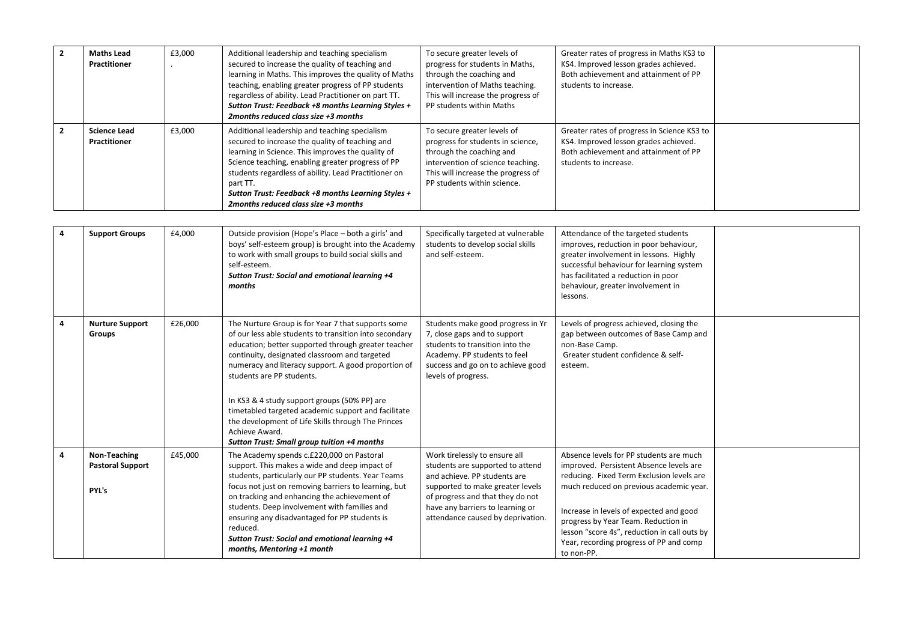| | | | | | | |
|---|---|---|---|---|---|---|
| 2 | **Maths Lead Practitioner** | £3,000 . | Additional leadership and teaching specialism secured to increase the quality of teaching and learning in Maths. This improves the quality of Maths teaching, enabling greater progress of PP students regardless of ability. Lead Practitioner on part TT. ***Sutton Trust: Feedback +8 months Learning Styles + 2months reduced class size +3 months*** | To secure greater levels of progress for students in Maths, through the coaching and intervention of Maths teaching. This will increase the progress of PP students within Maths | Greater rates of progress in Maths KS3 to KS4. Improved lesson grades achieved. Both achievement and attainment of PP students to increase. | |
| 2 | **Science Lead Practitioner** | £3,000 | Additional leadership and teaching specialism secured to increase the quality of teaching and learning in Science. This improves the quality of Science teaching, enabling greater progress of PP students regardless of ability. Lead Practitioner on part TT. ***Sutton Trust: Feedback +8 months Learning Styles + 2months reduced class size +3 months*** | To secure greater levels of progress for students in science, through the coaching and intervention of science teaching. This will increase the progress of PP students within science. | Greater rates of progress in Science KS3 to KS4. Improved lesson grades achieved. Both achievement and attainment of PP students to increase. | |

| | | | | | | |
|---|---|---|---|---|---|---|
| 4 | **Support Groups** | £4,000 | Outside provision (Hope's Place – both a girls' and boys' self-esteem group) is brought into the Academy to work with small groups to build social skills and self-esteem. ***Sutton Trust: Social and emotional learning +4 months*** | Specifically targeted at vulnerable students to develop social skills and self-esteem. | Attendance of the targeted students improves, reduction in poor behaviour, greater involvement in lessons. Highly successful behaviour for learning system has facilitated a reduction in poor behaviour, greater involvement in lessons. | |
| 4 | **Nurture Support Groups** | £26,000 | The Nurture Group is for Year 7 that supports some of our less able students to transition into secondary education; better supported through greater teacher continuity, designated classroom and targeted numeracy and literacy support. A good proportion of students are PP students.<br><br>In KS3 & 4 study support groups (50% PP) are timetabled targeted academic support and facilitate the development of Life Skills through The Princes Achieve Award. ***Sutton Trust: Small group tuition +4 months*** | Students make good progress in Yr 7, close gaps and to support students to transition into the Academy. PP students to feel success and go on to achieve good levels of progress. | Levels of progress achieved, closing the gap between outcomes of Base Camp and non-Base Camp. Greater student confidence & self-esteem. | |
| 4 | **Non-Teaching Pastoral Support**<br><br>**PYL's** | £45,000 | The Academy spends c.£220,000 on Pastoral support. This makes a wide and deep impact of students, particularly our PP students. Year Teams focus not just on removing barriers to learning, but on tracking and enhancing the achievement of students. Deep involvement with families and ensuring any disadvantaged for PP students is reduced. ***Sutton Trust: Social and emotional learning +4 months, Mentoring +1 month*** | Work tirelessly to ensure all students are supported to attend and achieve. PP students are supported to make greater levels of progress and that they do not have any barriers to learning or attendance caused by deprivation. | Absence levels for PP students are much improved. Persistent Absence levels are reducing. Fixed Term Exclusion levels are much reduced on previous academic year.<br><br>Increase in levels of expected and good progress by Year Team. Reduction in lesson "score 4s", reduction in call outs by Year, recording progress of PP and comp to non-PP. | |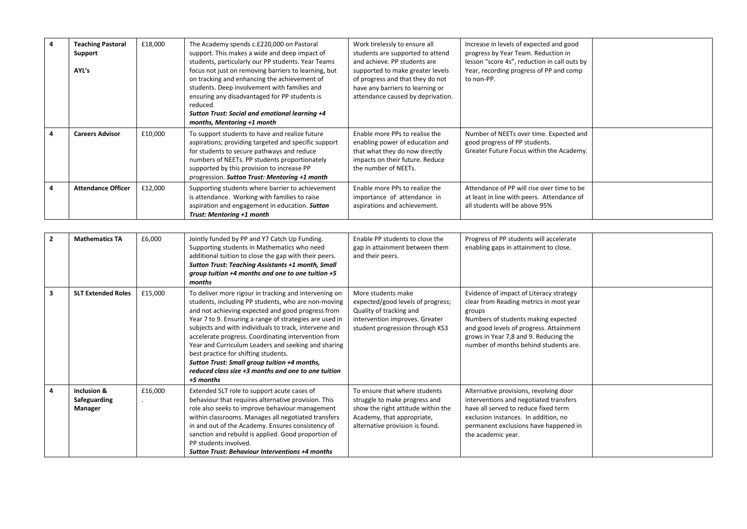| | | | | | | |
|---|---|---|---|---|---|---|
| 4 | **Teaching Pastoral Support**<br><br>**AYL's** | £18,000 | The Academy spends c.£220,000 on Pastoral support. This makes a wide and deep impact of students, particularly our PP students. Year Teams focus not just on removing barriers to learning, but on tracking and enhancing the achievement of students. Deep involvement with families and ensuring any disadvantaged for PP students is reduced.<br>***Sutton Trust: Social and emotional learning +4 months, Mentoring +1 month*** | Work tirelessly to ensure all students are supported to attend and achieve. PP students are supported to make greater levels of progress and that they do not have any barriers to learning or attendance caused by deprivation. | Increase in levels of expected and good progress by Year Team. Reduction in lesson "score 4s", reduction in call outs by Year, recording progress of PP and comp to non-PP. | |
| 4 | **Careers Advisor** | £10,000 | To support students to have and realize future aspirations; providing targeted and specific support for students to secure pathways and reduce numbers of NEETs. PP students proportionately supported by this provision to increase PP progression. ***Sutton Trust: Mentoring +1 month*** | Enable more PPs to realise the enabling power of education and that what they do now directly impacts on their future. Reduce the number of NEETs. | Number of NEETs over time. Expected and good progress of PP students.<br>Greater Future Focus within the Academy. | |
| 4 | **Attendance Officer** | £12,000 | Supporting students where barrier to achievement is attendance. Working with families to raise aspiration and engagement in education. ***Sutton Trust: Mentoring +1 month*** | Enable more PPs to realize the importance of attendance in aspirations and achievement. | Attendance of PP will rise over time to be at least in line with peers. Attendance of all students will be above 95% | |

| | | | | | | |
|---|---|---|---|---|---|---|
| 2 | **Mathematics TA** | £6,000 | Jointly funded by PP and Y7 Catch Up Funding. Supporting students in Mathematics who need additional tuition to close the gap with their peers.<br>***Sutton Trust: Teaching Assistants +1 month, Small group tuition +4 months and one to one tuition +5 months*** | Enable PP students to close the gap in attainment between them and their peers. | Progress of PP students will accelerate enabling gaps in attainment to close. | |
| 3 | **SLT Extended Roles** | £15,000 | To deliver more rigour in tracking and intervening on students, including PP students, who are non-moving and not achieving expected and good progress from Year 7 to 9. Ensuring a range of strategies are used in subjects and with individuals to track, intervene and accelerate progress. Coordinating intervention from Year and Curriculum Leaders and seeking and sharing best practice for shifting students.<br>***Sutton Trust: Small group tuition +4 months, reduced class size +3 months and one to one tuition +5 months*** | More students make expected/good levels of progress; Quality of tracking and intervention improves. Greater student progression through KS3 | Evidence of impact of Literacy strategy clear from Reading metrics in most year groups<br>Numbers of students making expected and good levels of progress. Attainment grows in Year 7,8 and 9. Reducing the number of months behind students are. | |
| 4 | **Inclusion & Safeguarding Manager** | £16,000<br>. | Extended SLT role to support acute cases of behaviour that requires alternative provision. This role also seeks to improve behaviour management within classrooms. Manages all negotiated transfers in and out of the Academy. Ensures consistency of sanction and rebuild is applied. Good proportion of PP students involved.<br>***Sutton Trust: Behaviour Interventions +4 months*** | To ensure that where students struggle to make progress and show the right attitude within the Academy, that appropriate, alternative provision is found. | Alternative provisions, revolving door interventions and negotiated transfers have all served to reduce fixed term exclusion instances. In addition, no permanent exclusions have happened in the academic year. | |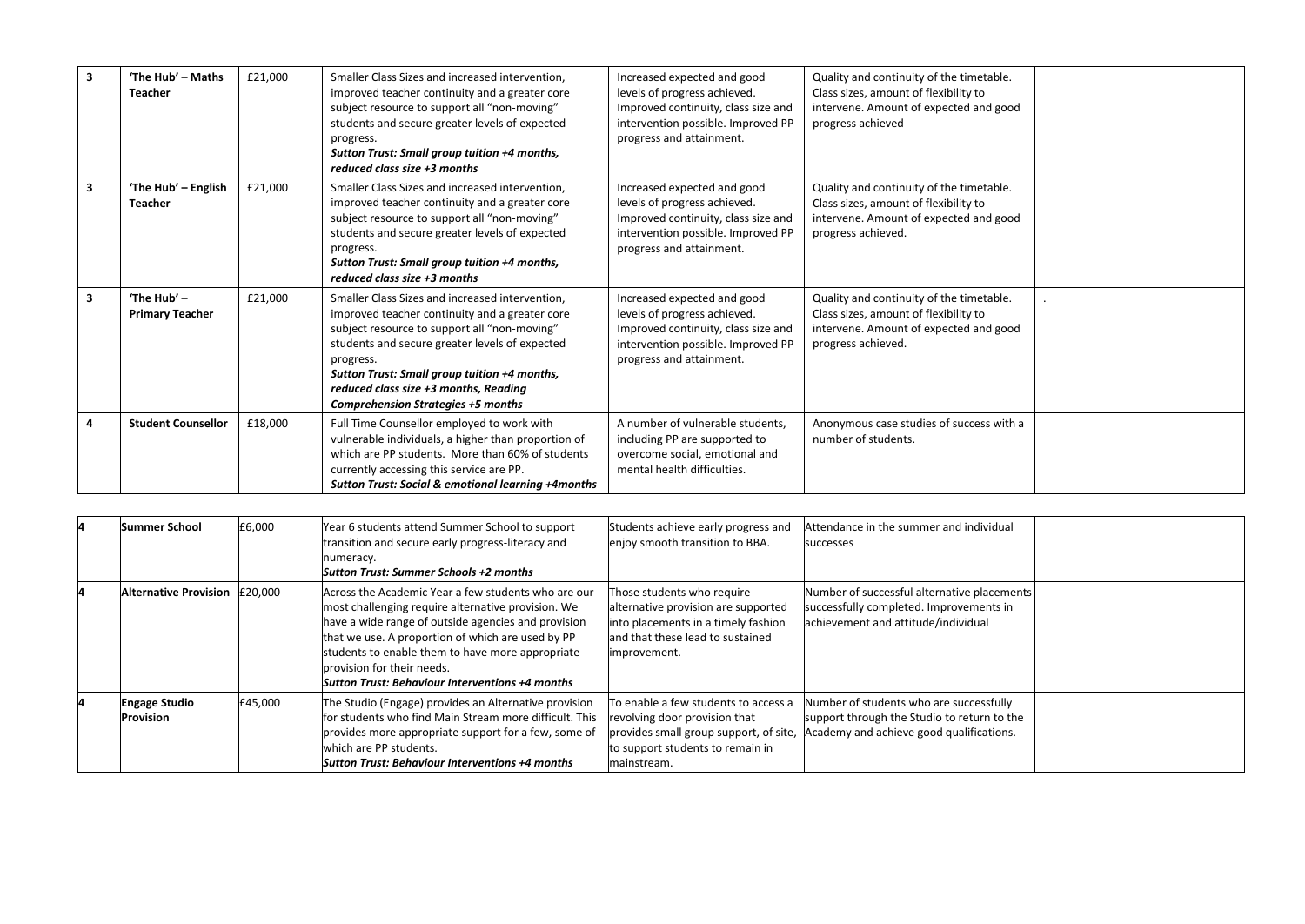| 3 | 'The Hub' – Maths Teacher | £21,000 | Smaller Class Sizes and increased intervention, improved teacher continuity and a greater core subject resource to support all "non-moving" students and secure greater levels of expected progress. ***Sutton Trust: Small group tuition +4 months, reduced class size +3 months*** | Increased expected and good levels of progress achieved. Improved continuity, class size and intervention possible. Improved PP progress and attainment. | Quality and continuity of the timetable. Class sizes, amount of flexibility to intervene. Amount of expected and good progress achieved | |
|---|---|---|---|---|---|---|
| 3 | 'The Hub' – English Teacher | £21,000 | Smaller Class Sizes and increased intervention, improved teacher continuity and a greater core subject resource to support all "non-moving" students and secure greater levels of expected progress. ***Sutton Trust: Small group tuition +4 months, reduced class size +3 months*** | Increased expected and good levels of progress achieved. Improved continuity, class size and intervention possible. Improved PP progress and attainment. | Quality and continuity of the timetable. Class sizes, amount of flexibility to intervene. Amount of expected and good progress achieved. | |
| 3 | 'The Hub' – Primary Teacher | £21,000 | Smaller Class Sizes and increased intervention, improved teacher continuity and a greater core subject resource to support all "non-moving" students and secure greater levels of expected progress. ***Sutton Trust: Small group tuition +4 months, reduced class size +3 months, Reading Comprehension Strategies +5 months*** | Increased expected and good levels of progress achieved. Improved continuity, class size and intervention possible. Improved PP progress and attainment. | Quality and continuity of the timetable. Class sizes, amount of flexibility to intervene. Amount of expected and good progress achieved. | . |
| 4 | Student Counsellor | £18,000 | Full Time Counsellor employed to work with vulnerable individuals, a higher than proportion of which are PP students. More than 60% of students currently accessing this service are PP. ***Sutton Trust: Social & emotional learning +4months*** | A number of vulnerable students, including PP are supported to overcome social, emotional and mental health difficulties. | Anonymous case studies of success with a number of students. | |

| 4 | Summer School | £6,000 | Year 6 students attend Summer School to support transition and secure early progress-literacy and numeracy. ***Sutton Trust: Summer Schools +2 months*** | Students achieve early progress and enjoy smooth transition to BBA. | Attendance in the summer and individual successes | |
|---|---|---|---|---|---|---|
| 4 | Alternative Provision | £20,000 | Across the Academic Year a few students who are our most challenging require alternative provision. We have a wide range of outside agencies and provision that we use. A proportion of which are used by PP students to enable them to have more appropriate provision for their needs. ***Sutton Trust: Behaviour Interventions +4 months*** | Those students who require alternative provision are supported into placements in a timely fashion and that these lead to sustained improvement. | Number of successful alternative placements successfully completed. Improvements in achievement and attitude/individual | |
| 4 | Engage Studio Provision | £45,000 | The Studio (Engage) provides an Alternative provision for students who find Main Stream more difficult. This provides more appropriate support for a few, some of which are PP students. ***Sutton Trust: Behaviour Interventions +4 months*** | To enable a few students to access a revolving door provision that provides small group support, of site, to support students to remain in mainstream. | Number of students who are successfully support through the Studio to return to the Academy and achieve good qualifications. | |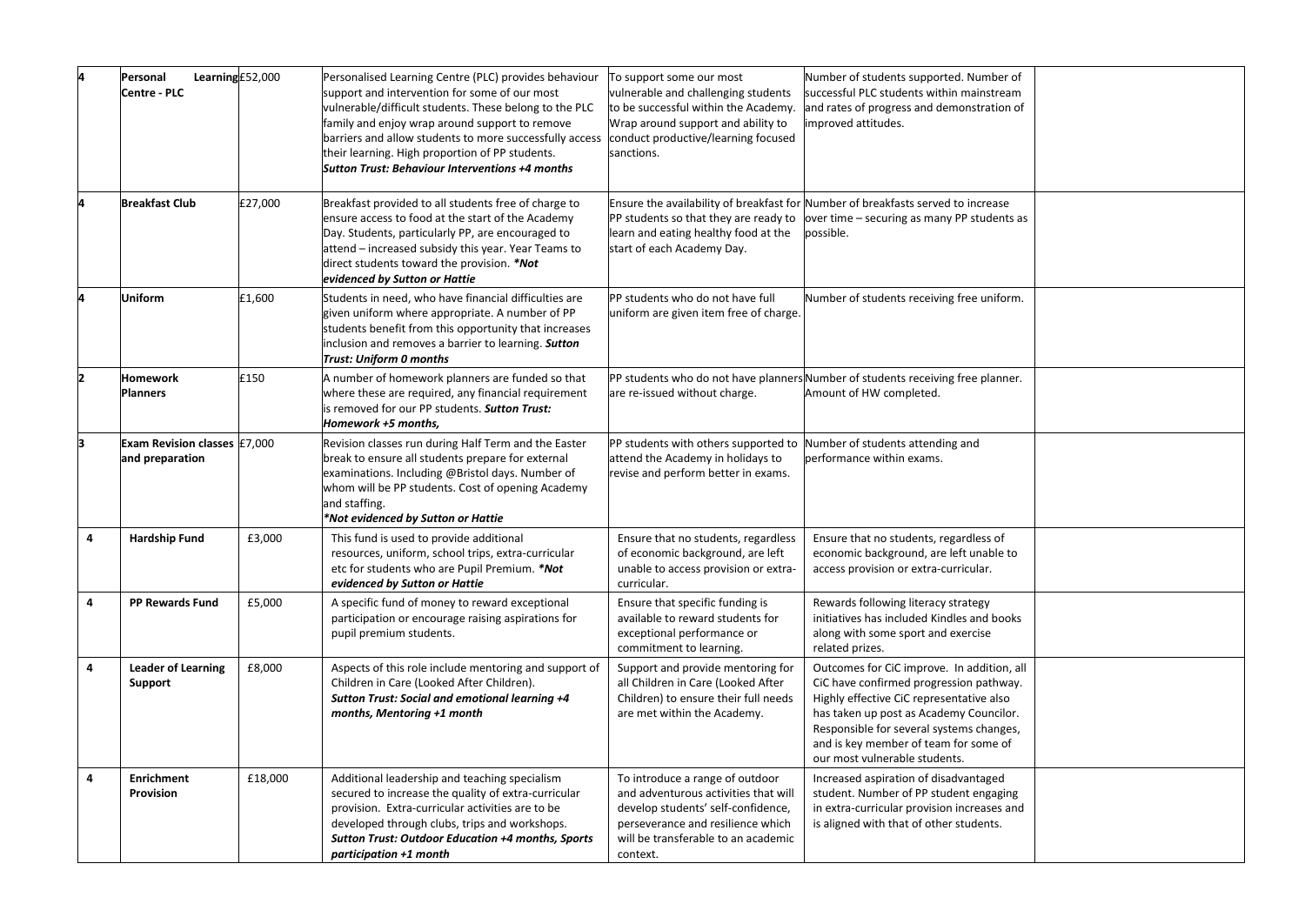| 4 | **Personal Learning Centre - PLC** | £52,000 | Personalised Learning Centre (PLC) provides behaviour support and intervention for some of our most vulnerable/difficult students. These belong to the PLC family and enjoy wrap around support to remove barriers and allow students to more successfully access their learning. High proportion of PP students. ***Sutton Trust: Behaviour Interventions +4 months*** | To support some our most vulnerable and challenging students to be successful within the Academy. Wrap around support and ability to conduct productive/learning focused sanctions. | Number of students supported. Number of successful PLC students within mainstream and rates of progress and demonstration of improved attitudes. | |
|---|---|---|---|---|---|---|
| 4 | **Breakfast Club** | £27,000 | Breakfast provided to all students free of charge to ensure access to food at the start of the Academy Day. Students, particularly PP, are encouraged to attend – increased subsidy this year. Year Teams to direct students toward the provision. ***\*Not evidenced by Sutton or Hattie*** | Ensure the availability of breakfast for PP students so that they are ready to learn and eating healthy food at the start of each Academy Day. | Number of breakfasts served to increase over time – securing as many PP students as possible. | |
| 4 | **Uniform** | £1,600 | Students in need, who have financial difficulties are given uniform where appropriate. A number of PP students benefit from this opportunity that increases inclusion and removes a barrier to learning. ***Sutton Trust: Uniform 0 months*** | PP students who do not have full uniform are given item free of charge. | Number of students receiving free uniform. | |
| 2 | **Homework Planners** | £150 | A number of homework planners are funded so that where these are required, any financial requirement is removed for our PP students. ***Sutton Trust: Homework +5 months,*** | PP students who do not have planners are re-issued without charge. | Number of students receiving free planner. Amount of HW completed. | |
| 3 | **Exam Revision classes and preparation** | £7,000 | Revision classes run during Half Term and the Easter break to ensure all students prepare for external examinations. Including @Bristol days. Number of whom will be PP students. Cost of opening Academy and staffing. ***\*Not evidenced by Sutton or Hattie*** | PP students with others supported to attend the Academy in holidays to revise and perform better in exams. | Number of students attending and performance within exams. | |
| 4 | **Hardship Fund** | £3,000 | This fund is used to provide additional resources, uniform, school trips, extra-curricular etc for students who are Pupil Premium. ***\*Not evidenced by Sutton or Hattie*** | Ensure that no students, regardless of economic background, are left unable to access provision or extra-curricular. | Ensure that no students, regardless of economic background, are left unable to access provision or extra-curricular. | |
| 4 | **PP Rewards Fund** | £5,000 | A specific fund of money to reward exceptional participation or encourage raising aspirations for pupil premium students. | Ensure that specific funding is available to reward students for exceptional performance or commitment to learning. | Rewards following literacy strategy initiatives has included Kindles and books along with some sport and exercise related prizes. | |
| 4 | **Leader of Learning Support** | £8,000 | Aspects of this role include mentoring and support of Children in Care (Looked After Children). ***Sutton Trust: Social and emotional learning +4 months, Mentoring +1 month*** | Support and provide mentoring for all Children in Care (Looked After Children) to ensure their full needs are met within the Academy. | Outcomes for CiC improve. In addition, all CiC have confirmed progression pathway. Highly effective CiC representative also has taken up post as Academy Councilor. Responsible for several systems changes, and is key member of team for some of our most vulnerable students. | |
| 4 | **Enrichment Provision** | £18,000 | Additional leadership and teaching specialism secured to increase the quality of extra-curricular provision. Extra-curricular activities are to be developed through clubs, trips and workshops. ***Sutton Trust: Outdoor Education +4 months, Sports participation +1 month*** | To introduce a range of outdoor and adventurous activities that will develop students' self-confidence, perseverance and resilience which will be transferable to an academic context. | Increased aspiration of disadvantaged student. Number of PP student engaging in extra-curricular provision increases and is aligned with that of other students. | |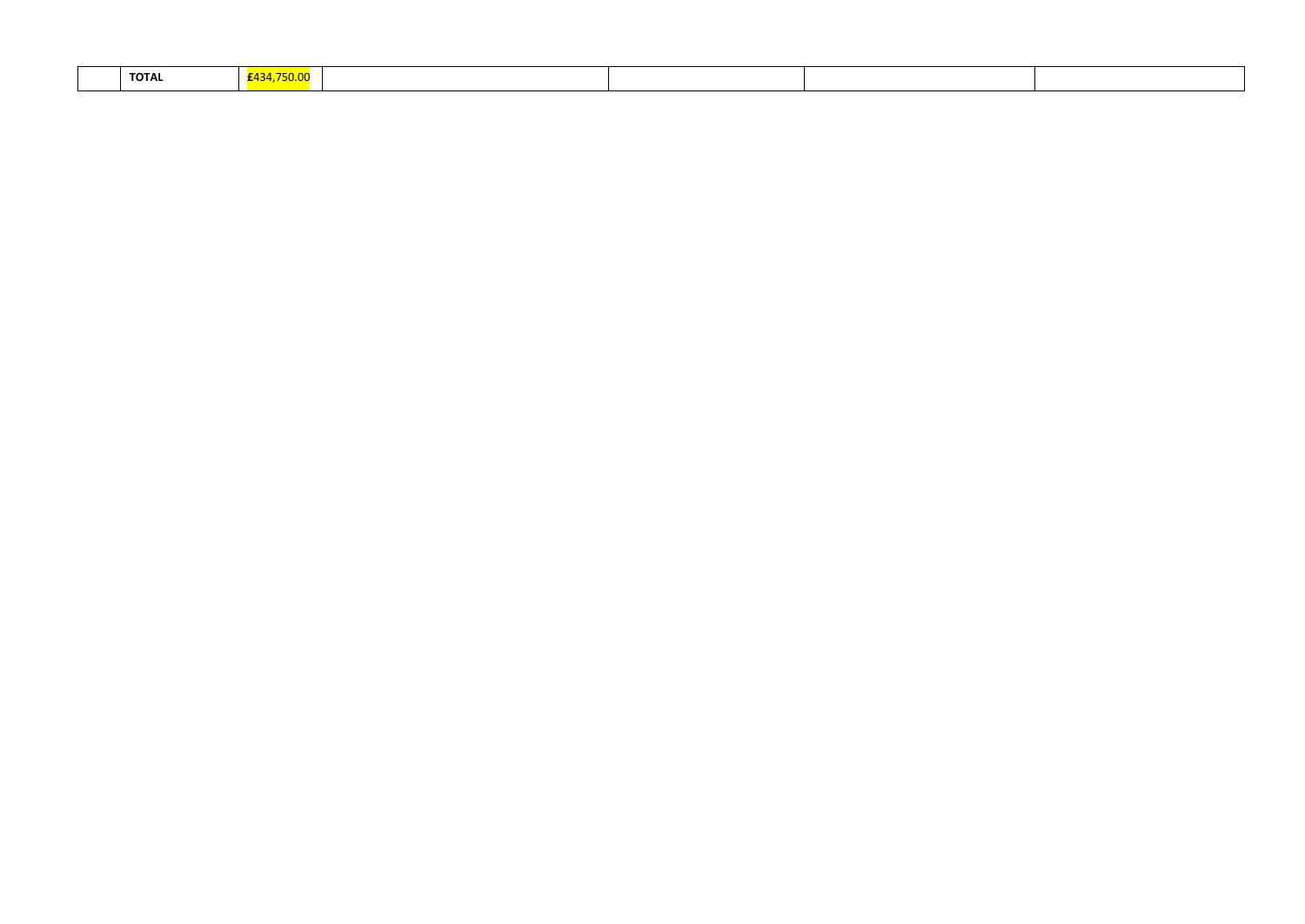| | | | | | | |
|---|---|---|---|---|---|---|
| | **TOTAL** | **£434,750.00** | | | | |